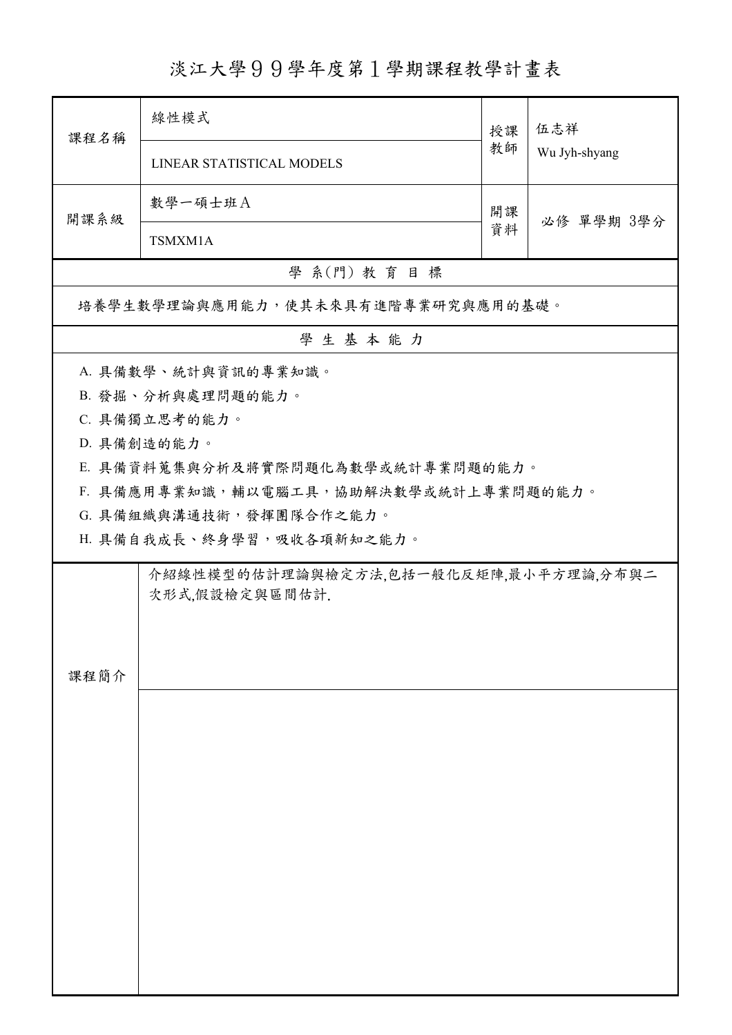# 淡江大學９９學年度第１學期課程教學計畫表

| 課程名稱 | 線性模式<br>LINEAR STATISTICAL MODELS | 授課教師 | 伍志祥<br>Wu Jyh-shyang |
|---|---|---|---|
| 開課系級 | 數學一碩士班Ａ<br>TSMXM1A | 開課資料 | 必修 單學期 3學分 |

## 學 系(門) 教 育 目 標

培養學生數學理論與應用能力，使其未來具有進階專業研究與應用的基礎。

## 學 生 基 本 能 力

A. 具備數學、統計與資訊的專業知識。

B. 發掘、分析與處理問題的能力。

C. 具備獨立思考的能力。

D. 具備創造的能力。

E. 具備資料蒐集與分析及將實際問題化為數學或統計專業問題的能力。

F. 具備應用專業知識，輔以電腦工具，協助解決數學或統計上專業問題的能力。

G. 具備組織與溝通技術，發揮團隊合作之能力。

H. 具備自我成長、終身學習，吸收各項新知之能力。

## 課程簡介

介紹線性模型的估計理論與檢定方法,包括一般化反矩陣,最小平方理論,分布與二次形式,假設檢定與區間估計.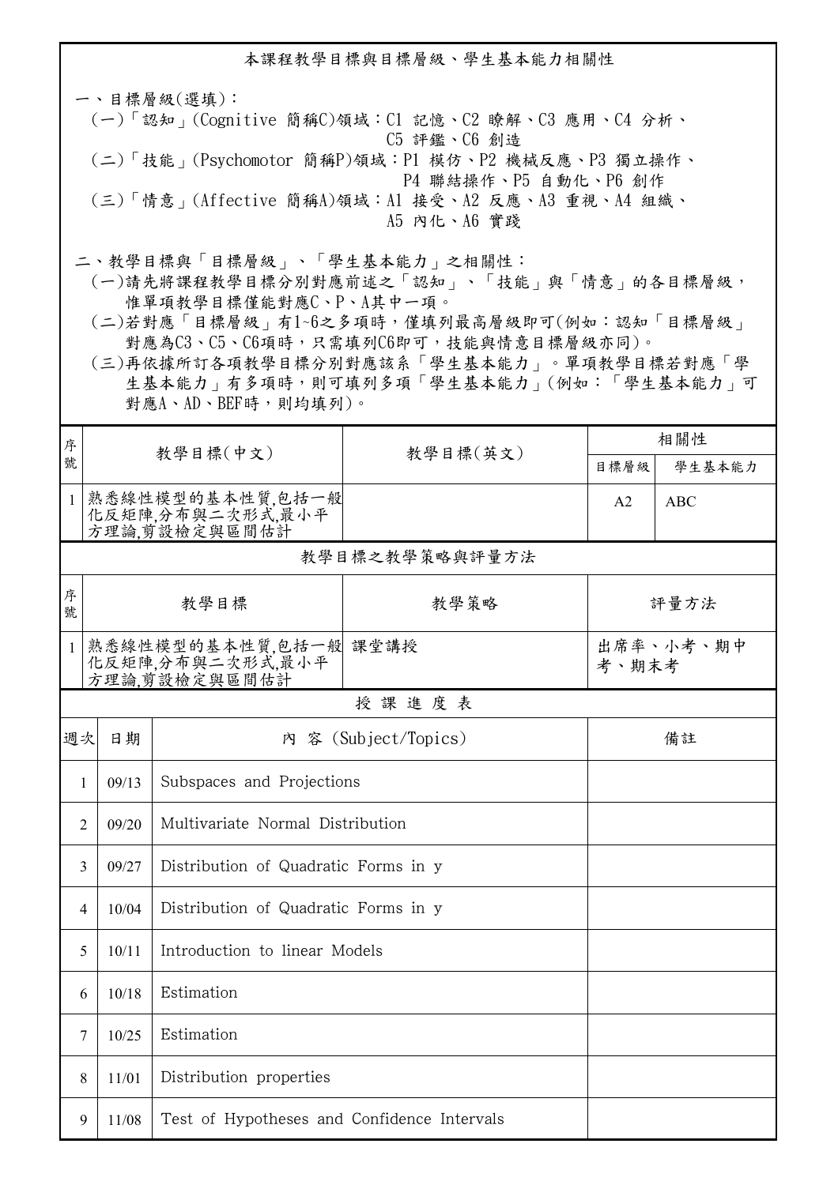## 本課程教學目標與目標層級、學生基本能力相關性

一、目標層級(選填)：

(一)「認知」(Cognitive 簡稱C)領域：C1 記憶、C2 瞭解、C3 應用、C4 分析、C5 評鑑、C6 創造

(二)「技能」(Psychomotor 簡稱P)領域：P1 模仿、P2 機械反應、P3 獨立操作、P4 聯結操作、P5 自動化、P6 創作

(三)「情意」(Affective 簡稱A)領域：A1 接受、A2 反應、A3 重視、A4 組織、A5 內化、A6 實踐

二、教學目標與「目標層級」、「學生基本能力」之相關性：

(一)請先將課程教學目標分別對應前述之「認知」、「技能」與「情意」的各目標層級，惟單項教學目標僅能對應C、P、A其中一項。

(二)若對應「目標層級」有1~6之多項時，僅填列最高層級即可(例如：認知「目標層級」對應為C3、C5、C6項時，只需填列C6即可，技能與情意目標層級亦同)。

(三)再依據所訂各項教學目標分別對應該系「學生基本能力」。單項教學目標若對應「學生基本能力」有多項時，則可填列多項「學生基本能力」(例如：「學生基本能力」可對應A、AD、BEF時，則均填列)。

| 序號 | 教學目標(中文) | 教學目標(英文) | 相關性 | |
|---|---|---|---|---|
| | | | 目標層級 | 學生基本能力 |
| 1 | 熟悉線性模型的基本性質,包括一般化反矩陣,分布與二次形式,最小平方理論,剪設檢定與區間估計 | | A2 | ABC |

### 教學目標之教學策略與評量方法

| 序號 | 教學目標 | 教學策略 | 評量方法 |
|---|---|---|---|
| 1 | 熟悉線性模型的基本性質,包括一般化反矩陣,分布與二次形式,最小平方理論,剪設檢定與區間估計 | 課堂講授 | 出席率、小考、期中考、期末考 |

### 授 課 進 度 表

| 週次 | 日期 | 內 容 (Subject/Topics) | 備註 |
|---|---|---|---|
| 1 | 09/13 | Subspaces and Projections | |
| 2 | 09/20 | Multivariate Normal Distribution | |
| 3 | 09/27 | Distribution of Quadratic Forms in y | |
| 4 | 10/04 | Distribution of Quadratic Forms in y | |
| 5 | 10/11 | Introduction to linear Models | |
| 6 | 10/18 | Estimation | |
| 7 | 10/25 | Estimation | |
| 8 | 11/01 | Distribution properties | |
| 9 | 11/08 | Test of Hypotheses and Confidence Intervals | |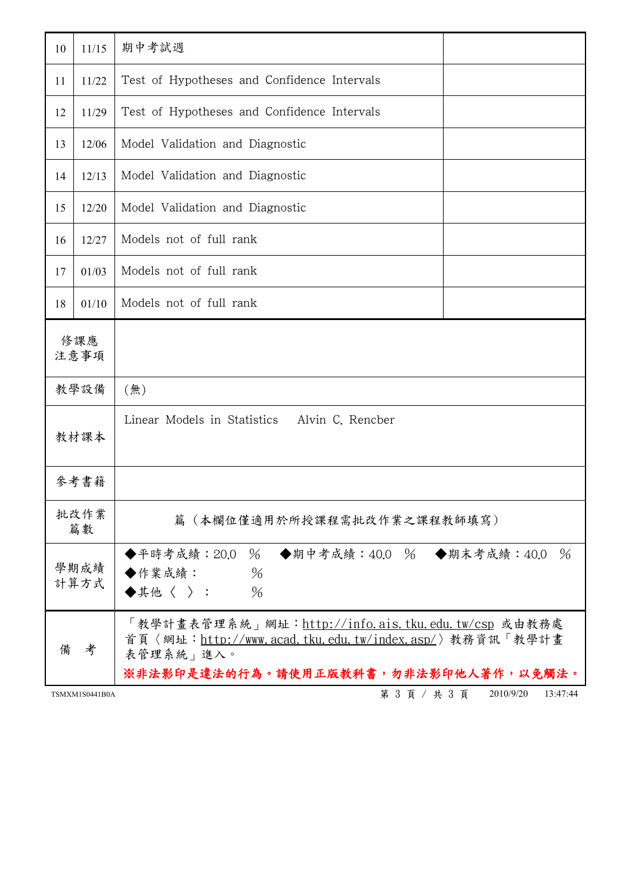| | | | |
|---|---|---|---|
| 10 | 11/15 | 期中考試週 | |
| 11 | 11/22 | Test of Hypotheses and Confidence Intervals | |
| 12 | 11/29 | Test of Hypotheses and Confidence Intervals | |
| 13 | 12/06 | Model Validation and Diagnostic | |
| 14 | 12/13 | Model Validation and Diagnostic | |
| 15 | 12/20 | Model Validation and Diagnostic | |
| 16 | 12/27 | Models not of full rank | |
| 17 | 01/03 | Models not of full rank | |
| 18 | 01/10 | Models not of full rank | |

| | |
|---|---|
| 修課應注意事項 | |
| 教學設備 | (無) |
| 教材課本 | Linear Models in Statistics　Alvin C. Rencber |
| 參考書籍 | |
| 批改作業篇數 | 篇（本欄位僅適用於所授課程需批改作業之課程教師填寫） |
| 學期成績計算方式 | ◆平時考成績：20.0 %　◆期中考成績：40.0 %　◆期末考成績：40.0 %<br>◆作業成績：　%<br>◆其他〈 〉：　% |
| 備　考 | 「教學計畫表管理系統」網址：http://info.ais.tku.edu.tw/csp 或由教務處首頁〈網址：http://www.acad.tku.edu.tw/index.asp/〉教務資訊「教學計畫表管理系統」進入。<br>**※非法影印是違法的行為。請使用正版教科書，勿非法影印他人著作，以免觸法。** |

TSMXM1S0441B0A　　2010/9/20　13:47:44